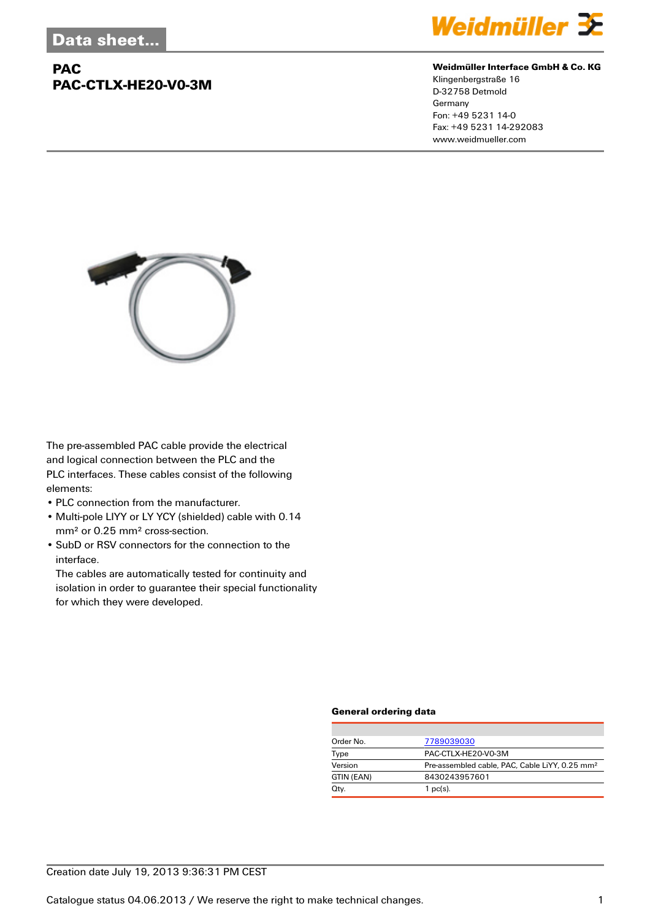Data sheet...

# PAC
# PAC-CTLX-HE20-V0-3M

**Weidmüller Interface GmbH & Co. KG**
Klingenbergstraße 16
D-32758 Detmold
Germany
Fon: +49 5231 14-0
Fax: +49 5231 14-292083
www.weidmueller.com

The pre-assembled PAC cable provide the electrical and logical connection between the PLC and the PLC interfaces. These cables consist of the following elements:

- PLC connection from the manufacturer.
- Multi-pole LIYY or LY YCY (shielded) cable with 0.14 mm² or 0.25 mm² cross-section.
- SubD or RSV connectors for the connection to the interface.
  The cables are automatically tested for continuity and isolation in order to guarantee their special functionality for which they were developed.

### General ordering data

| | |
|---|---|
| Order No. | 7789039030 |
| Type | PAC-CTLX-HE20-V0-3M |
| Version | Pre-assembled cable, PAC, Cable LiYY, 0.25 mm² |
| GTIN (EAN) | 8430243957601 |
| Qty. | 1 pc(s). |

Creation date July 19, 2013 9:36:31 PM CEST

Catalogue status 04.06.2013 / We reserve the right to make technical changes.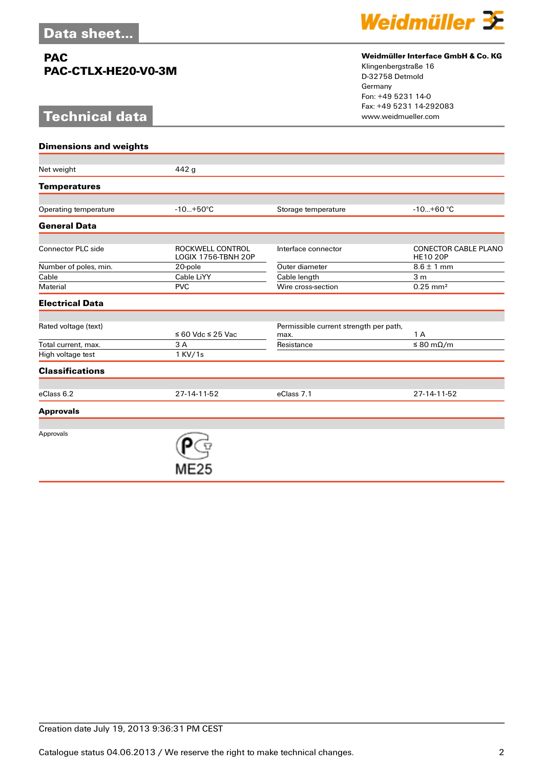# Data sheet...

## PAC
## PAC-CTLX-HE20-V0-3M

**Weidmüller Interface GmbH & Co. KG**
Klingenbergstraße 16
D-32758 Detmold
Germany
Fon: +49 5231 14-0
Fax: +49 5231 14-292083
www.weidmueller.com

# Technical data

### Dimensions and weights

| | | | |
|---|---|---|---|
| Net weight | 442 g | | |

### Temperatures

| | | | |
|---|---|---|---|
| Operating temperature | -10...+50°C | Storage temperature | -10...+60 °C |

### General Data

| | | | |
|---|---|---|---|
| Connector PLC side | ROCKWELL CONTROL LOGIX 1756-TBNH 20P | Interface connector | CONECTOR CABLE PLANO HE10 20P |
| Number of poles, min. | 20-pole | Outer diameter | 8.6 ± 1 mm |
| Cable | Cable LiYY | Cable length | 3 m |
| Material | PVC | Wire cross-section | 0.25 mm² |

### Electrical Data

| | | | |
|---|---|---|---|
| Rated voltage (text) | ≤ 60 Vdc ≤ 25 Vac | Permissible current strength per path, max. | 1 A |
| Total current, max. | 3 A | Resistance | ≤ 80 mΩ/m |
| High voltage test | 1 KV/1s | | |

### Classifications

| | | | |
|---|---|---|---|
| eClass 6.2 | 27-14-11-52 | eClass 7.1 | 27-14-11-52 |

### Approvals

| | |
|---|---|
| Approvals | ME25 |

Creation date July 19, 2013 9:36:31 PM CEST

Catalogue status 04.06.2013 / We reserve the right to make technical changes.